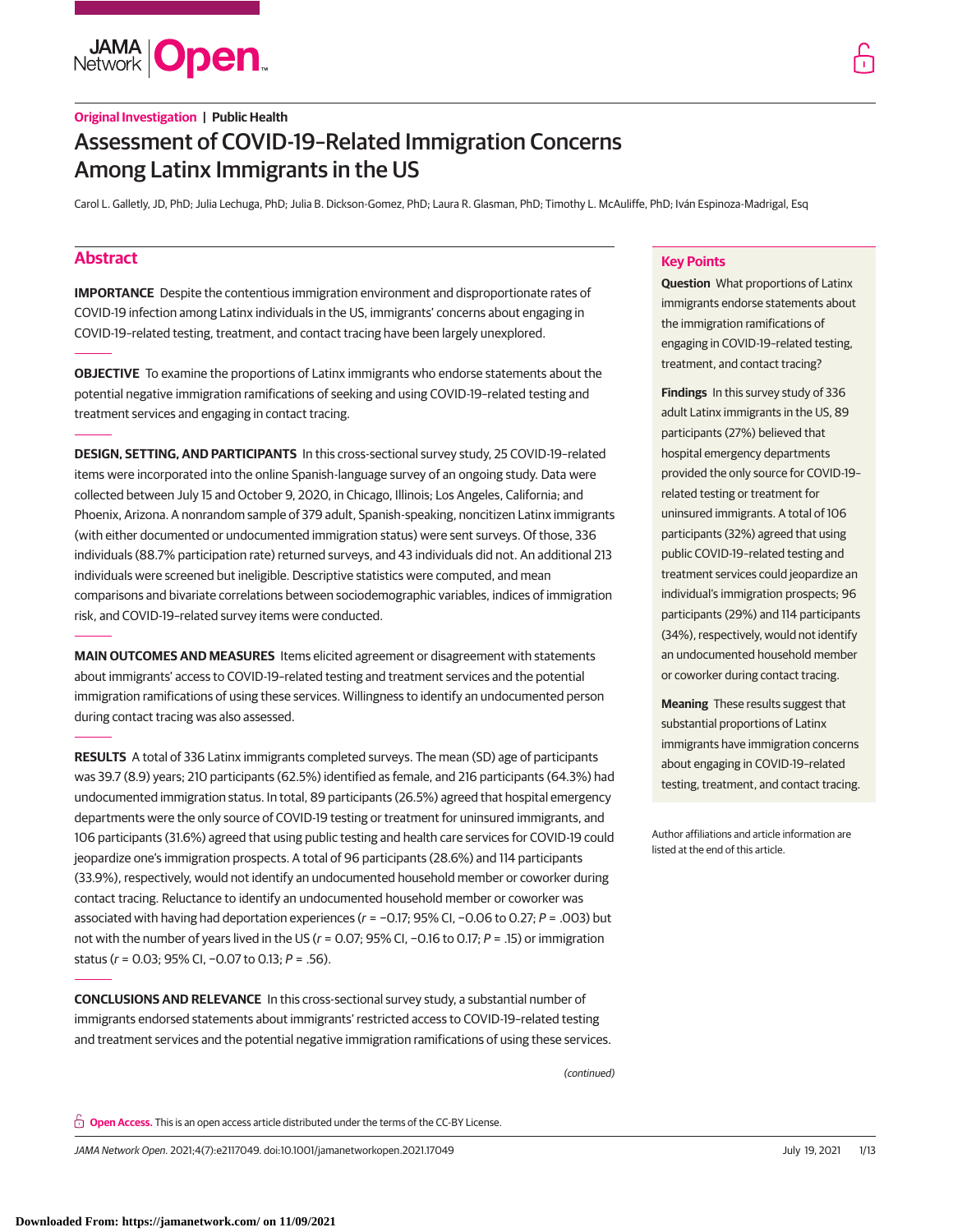Original Investigation | Public Health

# Assessment of COVID-19–Related Immigration Concerns Among Latinx Immigrants in the US

Carol L. Galletly, JD, PhD; Julia Lechuga, PhD; Julia B. Dickson-Gomez, PhD; Laura R. Glasman, PhD; Timothy L. McAuliffe, PhD; Iván Espinoza-Madrigal, Esq

## Abstract

**IMPORTANCE** Despite the contentious immigration environment and disproportionate rates of COVID-19 infection among Latinx individuals in the US, immigrants' concerns about engaging in COVID-19–related testing, treatment, and contact tracing have been largely unexplored.

**OBJECTIVE** To examine the proportions of Latinx immigrants who endorse statements about the potential negative immigration ramifications of seeking and using COVID-19–related testing and treatment services and engaging in contact tracing.

**DESIGN, SETTING, AND PARTICIPANTS** In this cross-sectional survey study, 25 COVID-19–related items were incorporated into the online Spanish-language survey of an ongoing study. Data were collected between July 15 and October 9, 2020, in Chicago, Illinois; Los Angeles, California; and Phoenix, Arizona. A nonrandom sample of 379 adult, Spanish-speaking, noncitizen Latinx immigrants (with either documented or undocumented immigration status) were sent surveys. Of those, 336 individuals (88.7% participation rate) returned surveys, and 43 individuals did not. An additional 213 individuals were screened but ineligible. Descriptive statistics were computed, and mean comparisons and bivariate correlations between sociodemographic variables, indices of immigration risk, and COVID-19–related survey items were conducted.

**MAIN OUTCOMES AND MEASURES** Items elicited agreement or disagreement with statements about immigrants' access to COVID-19–related testing and treatment services and the potential immigration ramifications of using these services. Willingness to identify an undocumented person during contact tracing was also assessed.

**RESULTS** A total of 336 Latinx immigrants completed surveys. The mean (SD) age of participants was 39.7 (8.9) years; 210 participants (62.5%) identified as female, and 216 participants (64.3%) had undocumented immigration status. In total, 89 participants (26.5%) agreed that hospital emergency departments were the only source of COVID-19 testing or treatment for uninsured immigrants, and 106 participants (31.6%) agreed that using public testing and health care services for COVID-19 could jeopardize one's immigration prospects. A total of 96 participants (28.6%) and 114 participants (33.9%), respectively, would not identify an undocumented household member or coworker during contact tracing. Reluctance to identify an undocumented household member or coworker was associated with having had deportation experiences ($r$ = −0.17; 95% CI, −0.06 to 0.27; $P$ = .003) but not with the number of years lived in the US ($r$ = 0.07; 95% CI, −0.16 to 0.17; $P$ = .15) or immigration status ($r$ = 0.03; 95% CI, −0.07 to 0.13; $P$ = .56).

**CONCLUSIONS AND RELEVANCE** In this cross-sectional survey study, a substantial number of immigrants endorsed statements about immigrants' restricted access to COVID-19–related testing and treatment services and the potential negative immigration ramifications of using these services.

*(continued)*

## Key Points

**Question** What proportions of Latinx immigrants endorse statements about the immigration ramifications of engaging in COVID-19–related testing, treatment, and contact tracing?

**Findings** In this survey study of 336 adult Latinx immigrants in the US, 89 participants (27%) believed that hospital emergency departments provided the only source for COVID-19–related testing or treatment for uninsured immigrants. A total of 106 participants (32%) agreed that using public COVID-19–related testing and treatment services could jeopardize an individual's immigration prospects; 96 participants (29%) and 114 participants (34%), respectively, would not identify an undocumented household member or coworker during contact tracing.

**Meaning** These results suggest that substantial proportions of Latinx immigrants have immigration concerns about engaging in COVID-19–related testing, treatment, and contact tracing.

Author affiliations and article information are listed at the end of this article.

**Open Access.** This is an open access article distributed under the terms of the CC-BY License.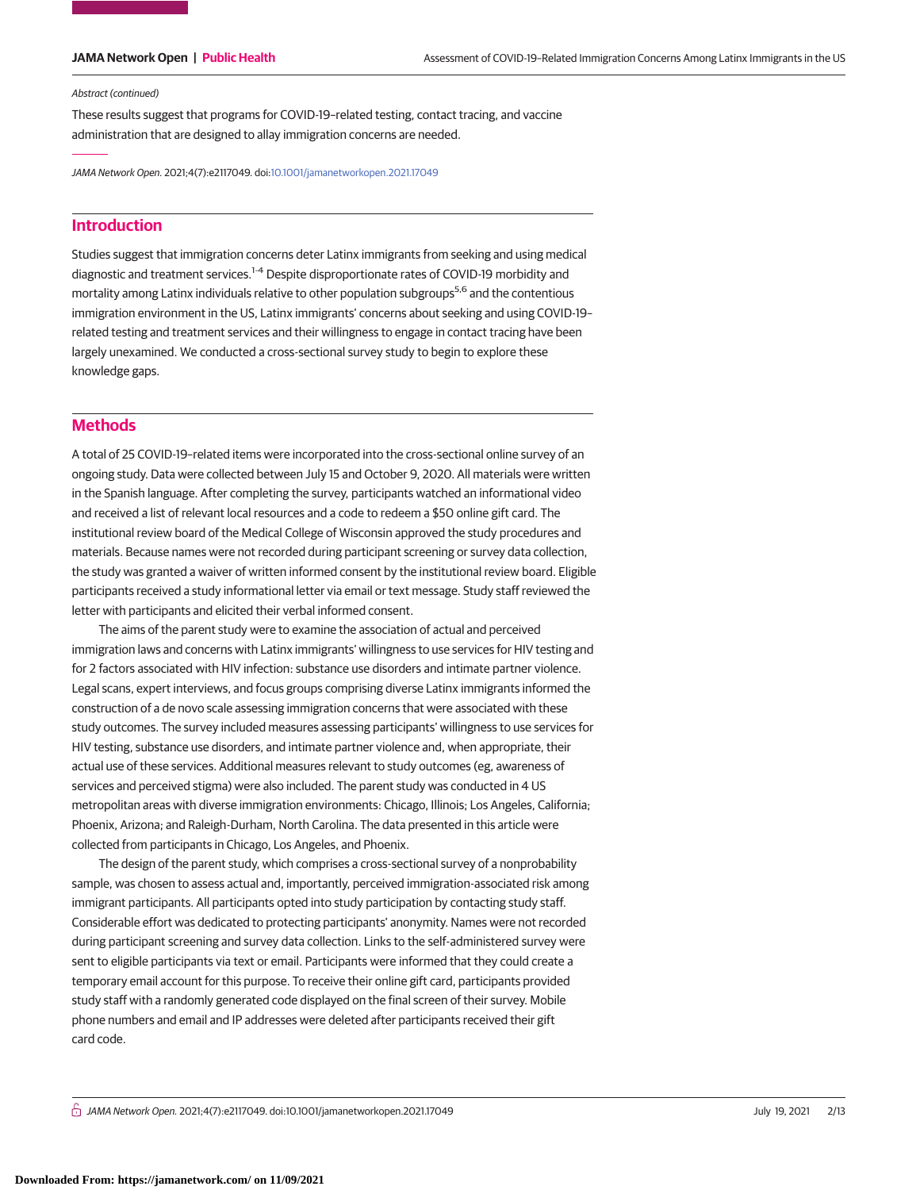*Abstract (continued)*

These results suggest that programs for COVID-19–related testing, contact tracing, and vaccine administration that are designed to allay immigration concerns are needed.

*JAMA Network Open*. 2021;4(7):e2117049. doi:10.1001/jamanetworkopen.2021.17049

## Introduction

Studies suggest that immigration concerns deter Latinx immigrants from seeking and using medical diagnostic and treatment services.[1-4] Despite disproportionate rates of COVID-19 morbidity and mortality among Latinx individuals relative to other population subgroups[5,6] and the contentious immigration environment in the US, Latinx immigrants' concerns about seeking and using COVID-19–related testing and treatment services and their willingness to engage in contact tracing have been largely unexamined. We conducted a cross-sectional survey study to begin to explore these knowledge gaps.

## Methods

A total of 25 COVID-19–related items were incorporated into the cross-sectional online survey of an ongoing study. Data were collected between July 15 and October 9, 2020. All materials were written in the Spanish language. After completing the survey, participants watched an informational video and received a list of relevant local resources and a code to redeem a $50 online gift card. The institutional review board of the Medical College of Wisconsin approved the study procedures and materials. Because names were not recorded during participant screening or survey data collection, the study was granted a waiver of written informed consent by the institutional review board. Eligible participants received a study informational letter via email or text message. Study staff reviewed the letter with participants and elicited their verbal informed consent.

The aims of the parent study were to examine the association of actual and perceived immigration laws and concerns with Latinx immigrants' willingness to use services for HIV testing and for 2 factors associated with HIV infection: substance use disorders and intimate partner violence. Legal scans, expert interviews, and focus groups comprising diverse Latinx immigrants informed the construction of a de novo scale assessing immigration concerns that were associated with these study outcomes. The survey included measures assessing participants' willingness to use services for HIV testing, substance use disorders, and intimate partner violence and, when appropriate, their actual use of these services. Additional measures relevant to study outcomes (eg, awareness of services and perceived stigma) were also included. The parent study was conducted in 4 US metropolitan areas with diverse immigration environments: Chicago, Illinois; Los Angeles, California; Phoenix, Arizona; and Raleigh-Durham, North Carolina. The data presented in this article were collected from participants in Chicago, Los Angeles, and Phoenix.

The design of the parent study, which comprises a cross-sectional survey of a nonprobability sample, was chosen to assess actual and, importantly, perceived immigration-associated risk among immigrant participants. All participants opted into study participation by contacting study staff. Considerable effort was dedicated to protecting participants' anonymity. Names were not recorded during participant screening and survey data collection. Links to the self-administered survey were sent to eligible participants via text or email. Participants were informed that they could create a temporary email account for this purpose. To receive their online gift card, participants provided study staff with a randomly generated code displayed on the final screen of their survey. Mobile phone numbers and email and IP addresses were deleted after participants received their gift card code.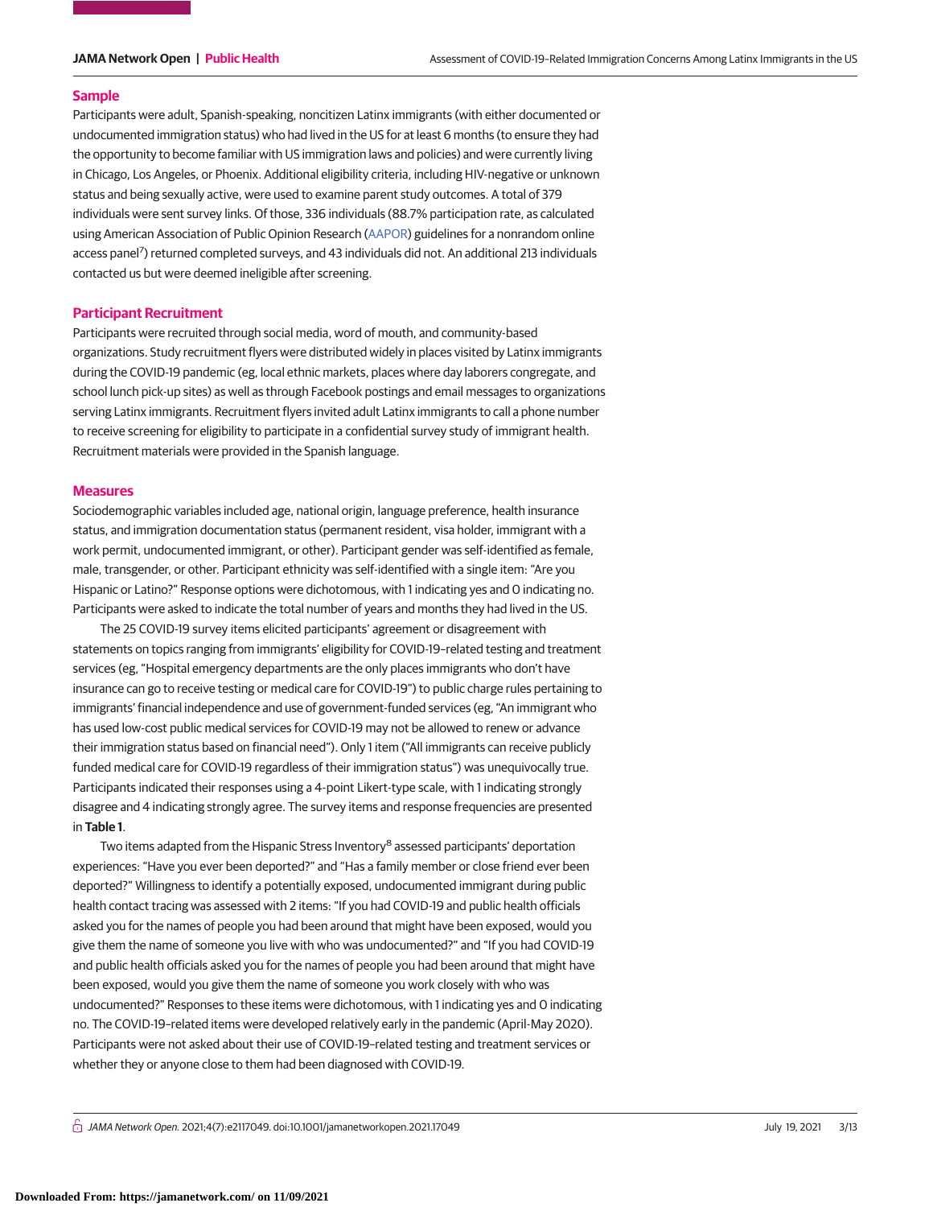## Sample

Participants were adult, Spanish-speaking, noncitizen Latinx immigrants (with either documented or undocumented immigration status) who had lived in the US for at least 6 months (to ensure they had the opportunity to become familiar with US immigration laws and policies) and were currently living in Chicago, Los Angeles, or Phoenix. Additional eligibility criteria, including HIV-negative or unknown status and being sexually active, were used to examine parent study outcomes. A total of 379 individuals were sent survey links. Of those, 336 individuals (88.7% participation rate, as calculated using American Association of Public Opinion Research (AAPOR) guidelines for a nonrandom online access panel[7]) returned completed surveys, and 43 individuals did not. An additional 213 individuals contacted us but were deemed ineligible after screening.

## Participant Recruitment

Participants were recruited through social media, word of mouth, and community-based organizations. Study recruitment flyers were distributed widely in places visited by Latinx immigrants during the COVID-19 pandemic (eg, local ethnic markets, places where day laborers congregate, and school lunch pick-up sites) as well as through Facebook postings and email messages to organizations serving Latinx immigrants. Recruitment flyers invited adult Latinx immigrants to call a phone number to receive screening for eligibility to participate in a confidential survey study of immigrant health. Recruitment materials were provided in the Spanish language.

## Measures

Sociodemographic variables included age, national origin, language preference, health insurance status, and immigration documentation status (permanent resident, visa holder, immigrant with a work permit, undocumented immigrant, or other). Participant gender was self-identified as female, male, transgender, or other. Participant ethnicity was self-identified with a single item: "Are you Hispanic or Latino?" Response options were dichotomous, with 1 indicating yes and 0 indicating no. Participants were asked to indicate the total number of years and months they had lived in the US.

The 25 COVID-19 survey items elicited participants' agreement or disagreement with statements on topics ranging from immigrants' eligibility for COVID-19–related testing and treatment services (eg, "Hospital emergency departments are the only places immigrants who don't have insurance can go to receive testing or medical care for COVID-19") to public charge rules pertaining to immigrants' financial independence and use of government-funded services (eg, "An immigrant who has used low-cost public medical services for COVID-19 may not be allowed to renew or advance their immigration status based on financial need"). Only 1 item ("All immigrants can receive publicly funded medical care for COVID-19 regardless of their immigration status") was unequivocally true. Participants indicated their responses using a 4-point Likert-type scale, with 1 indicating strongly disagree and 4 indicating strongly agree. The survey items and response frequencies are presented in **Table 1**.

Two items adapted from the Hispanic Stress Inventory[8] assessed participants' deportation experiences: "Have you ever been deported?" and "Has a family member or close friend ever been deported?" Willingness to identify a potentially exposed, undocumented immigrant during public health contact tracing was assessed with 2 items: "If you had COVID-19 and public health officials asked you for the names of people you had been around that might have been exposed, would you give them the name of someone you live with who was undocumented?" and "If you had COVID-19 and public health officials asked you for the names of people you had been around that might have been exposed, would you give them the name of someone you work closely with who was undocumented?" Responses to these items were dichotomous, with 1 indicating yes and 0 indicating no. The COVID-19–related items were developed relatively early in the pandemic (April-May 2020). Participants were not asked about their use of COVID-19–related testing and treatment services or whether they or anyone close to them had been diagnosed with COVID-19.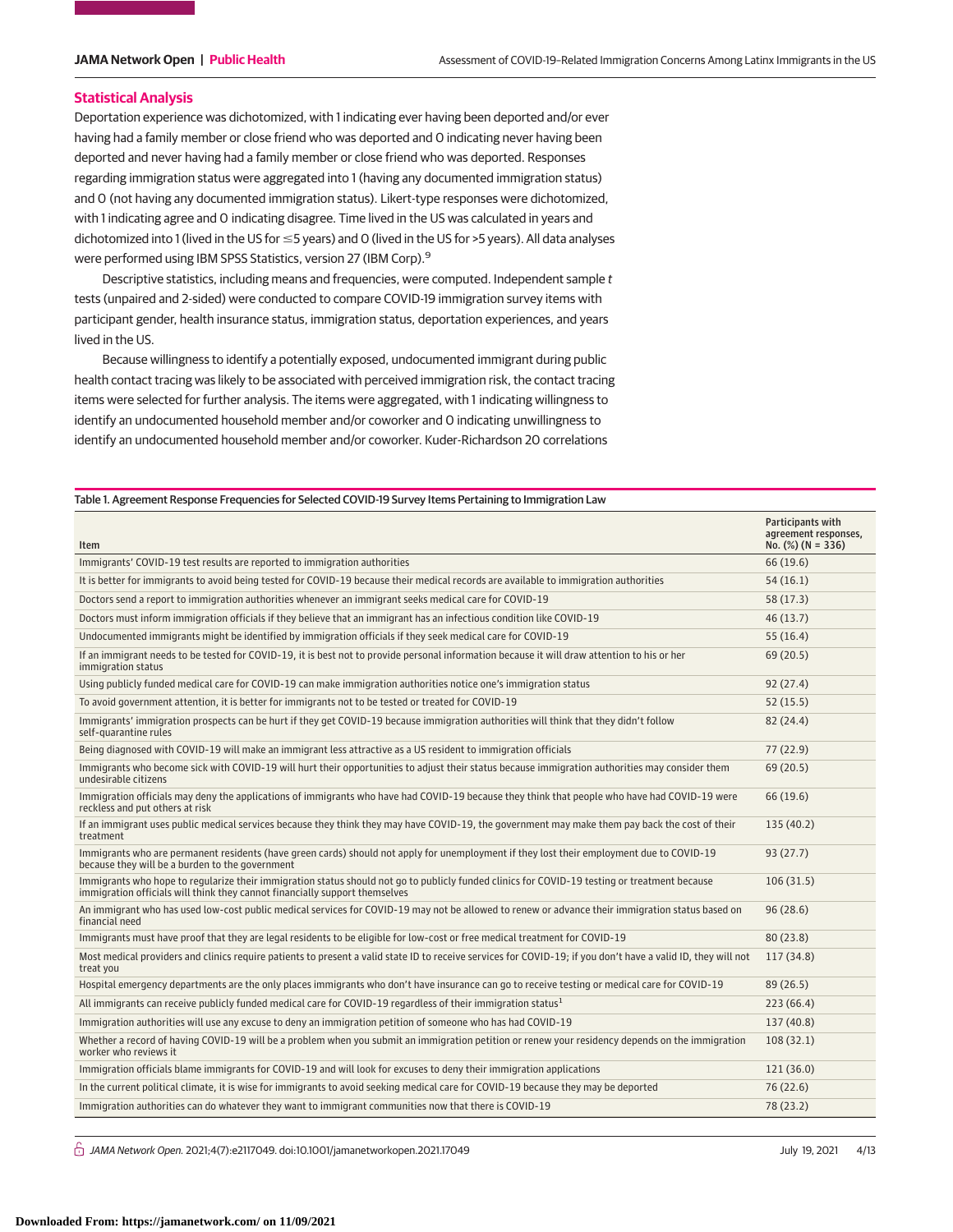## Statistical Analysis

Deportation experience was dichotomized, with 1 indicating ever having been deported and/or ever having had a family member or close friend who was deported and 0 indicating never having been deported and never having had a family member or close friend who was deported. Responses regarding immigration status were aggregated into 1 (having any documented immigration status) and 0 (not having any documented immigration status). Likert-type responses were dichotomized, with 1 indicating agree and 0 indicating disagree. Time lived in the US was calculated in years and dichotomized into 1 (lived in the US for ≤5 years) and 0 (lived in the US for >5 years). All data analyses were performed using IBM SPSS Statistics, version 27 (IBM Corp).[9]

Descriptive statistics, including means and frequencies, were computed. Independent sample *t* tests (unpaired and 2-sided) were conducted to compare COVID-19 immigration survey items with participant gender, health insurance status, immigration status, deportation experiences, and years lived in the US.

Because willingness to identify a potentially exposed, undocumented immigrant during public health contact tracing was likely to be associated with perceived immigration risk, the contact tracing items were selected for further analysis. The items were aggregated, with 1 indicating willingness to identify an undocumented household member and/or coworker and 0 indicating unwillingness to identify an undocumented household member and/or coworker. Kuder-Richardson 20 correlations

Table 1. Agreement Response Frequencies for Selected COVID-19 Survey Items Pertaining to Immigration Law

| Item | Participants with agreement responses, No. (%) (N = 336) |
|---|---|
| Immigrants' COVID-19 test results are reported to immigration authorities | 66 (19.6) |
| It is better for immigrants to avoid being tested for COVID-19 because their medical records are available to immigration authorities | 54 (16.1) |
| Doctors send a report to immigration authorities whenever an immigrant seeks medical care for COVID-19 | 58 (17.3) |
| Doctors must inform immigration officials if they believe that an immigrant has an infectious condition like COVID-19 | 46 (13.7) |
| Undocumented immigrants might be identified by immigration officials if they seek medical care for COVID-19 | 55 (16.4) |
| If an immigrant needs to be tested for COVID-19, it is best not to provide personal information because it will draw attention to his or her immigration status | 69 (20.5) |
| Using publicly funded medical care for COVID-19 can make immigration authorities notice one's immigration status | 92 (27.4) |
| To avoid government attention, it is better for immigrants not to be tested or treated for COVID-19 | 52 (15.5) |
| Immigrants' immigration prospects can be hurt if they get COVID-19 because immigration authorities will think that they didn't follow self-quarantine rules | 82 (24.4) |
| Being diagnosed with COVID-19 will make an immigrant less attractive as a US resident to immigration officials | 77 (22.9) |
| Immigrants who become sick with COVID-19 will hurt their opportunities to adjust their status because immigration authorities may consider them undesirable citizens | 69 (20.5) |
| Immigration officials may deny the applications of immigrants who have had COVID-19 because they think that people who have had COVID-19 were reckless and put others at risk | 66 (19.6) |
| If an immigrant uses public medical services because they think they may have COVID-19, the government may make them pay back the cost of their treatment | 135 (40.2) |
| Immigrants who are permanent residents (have green cards) should not apply for unemployment if they lost their employment due to COVID-19 because they will be a burden to the government | 93 (27.7) |
| Immigrants who hope to regularize their immigration status should not go to publicly funded clinics for COVID-19 testing or treatment because immigration officials will think they cannot financially support themselves | 106 (31.5) |
| An immigrant who has used low-cost public medical services for COVID-19 may not be allowed to renew or advance their immigration status based on financial need | 96 (28.6) |
| Immigrants must have proof that they are legal residents to be eligible for low-cost or free medical treatment for COVID-19 | 80 (23.8) |
| Most medical providers and clinics require patients to present a valid state ID to receive services for COVID-19; if you don't have a valid ID, they will not treat you | 117 (34.8) |
| Hospital emergency departments are the only places immigrants who don't have insurance can go to receive testing or medical care for COVID-19 | 89 (26.5) |
| All immigrants can receive publicly funded medical care for COVID-19 regardless of their immigration status[1] | 223 (66.4) |
| Immigration authorities will use any excuse to deny an immigration petition of someone who has had COVID-19 | 137 (40.8) |
| Whether a record of having COVID-19 will be a problem when you submit an immigration petition or renew your residency depends on the immigration worker who reviews it | 108 (32.1) |
| Immigration officials blame immigrants for COVID-19 and will look for excuses to deny their immigration applications | 121 (36.0) |
| In the current political climate, it is wise for immigrants to avoid seeking medical care for COVID-19 because they may be deported | 76 (22.6) |
| Immigration authorities can do whatever they want to immigrant communities now that there is COVID-19 | 78 (23.2) |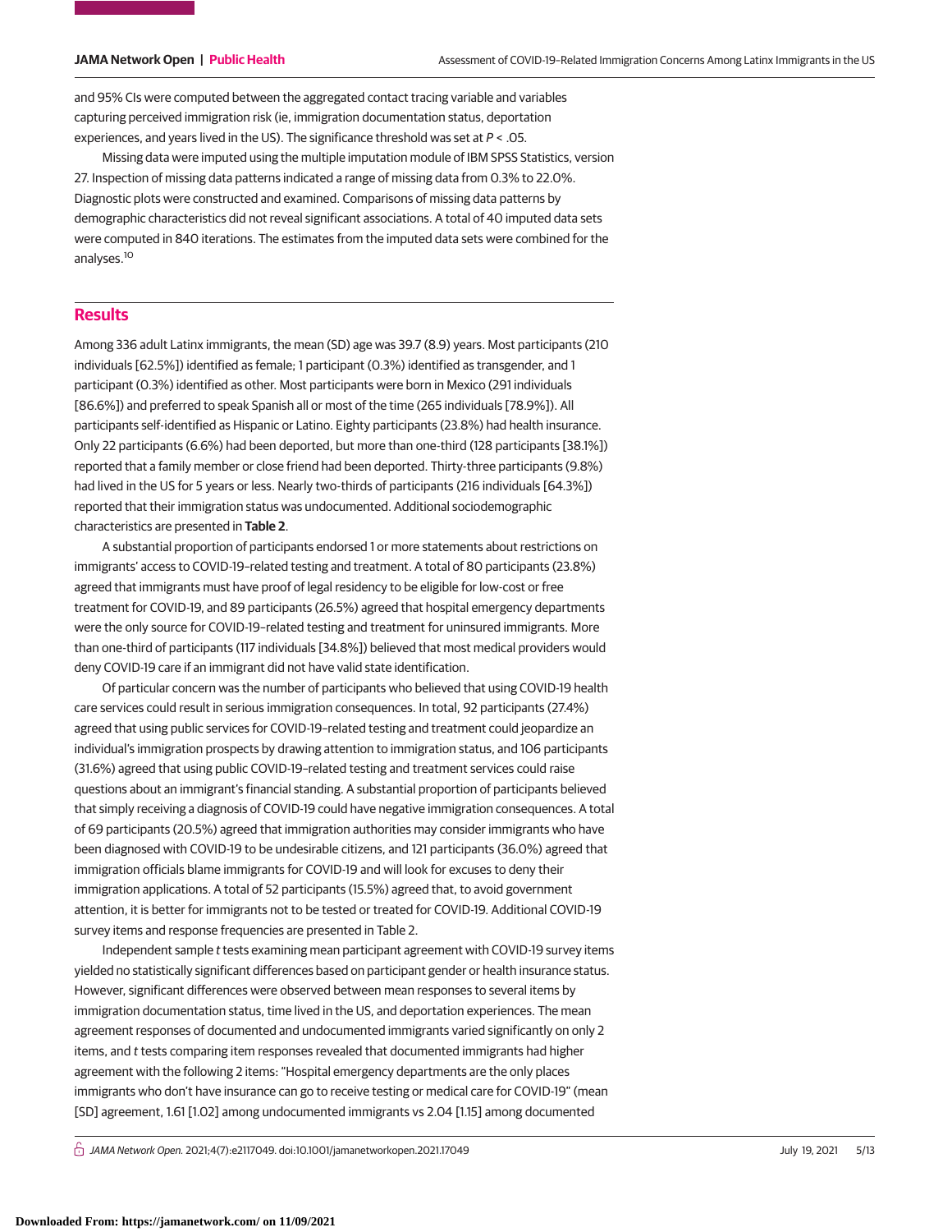and 95% CIs were computed between the aggregated contact tracing variable and variables capturing perceived immigration risk (ie, immigration documentation status, deportation experiences, and years lived in the US). The significance threshold was set at $P < .05$.

Missing data were imputed using the multiple imputation module of IBM SPSS Statistics, version 27. Inspection of missing data patterns indicated a range of missing data from 0.3% to 22.0%. Diagnostic plots were constructed and examined. Comparisons of missing data patterns by demographic characteristics did not reveal significant associations. A total of 40 imputed data sets were computed in 840 iterations. The estimates from the imputed data sets were combined for the analyses.[10]

## Results

Among 336 adult Latinx immigrants, the mean (SD) age was 39.7 (8.9) years. Most participants (210 individuals [62.5%]) identified as female; 1 participant (0.3%) identified as transgender, and 1 participant (0.3%) identified as other. Most participants were born in Mexico (291 individuals [86.6%]) and preferred to speak Spanish all or most of the time (265 individuals [78.9%]). All participants self-identified as Hispanic or Latino. Eighty participants (23.8%) had health insurance. Only 22 participants (6.6%) had been deported, but more than one-third (128 participants [38.1%]) reported that a family member or close friend had been deported. Thirty-three participants (9.8%) had lived in the US for 5 years or less. Nearly two-thirds of participants (216 individuals [64.3%]) reported that their immigration status was undocumented. Additional sociodemographic characteristics are presented in **Table 2**.

A substantial proportion of participants endorsed 1 or more statements about restrictions on immigrants' access to COVID-19–related testing and treatment. A total of 80 participants (23.8%) agreed that immigrants must have proof of legal residency to be eligible for low-cost or free treatment for COVID-19, and 89 participants (26.5%) agreed that hospital emergency departments were the only source for COVID-19–related testing and treatment for uninsured immigrants. More than one-third of participants (117 individuals [34.8%]) believed that most medical providers would deny COVID-19 care if an immigrant did not have valid state identification.

Of particular concern was the number of participants who believed that using COVID-19 health care services could result in serious immigration consequences. In total, 92 participants (27.4%) agreed that using public services for COVID-19–related testing and treatment could jeopardize an individual's immigration prospects by drawing attention to immigration status, and 106 participants (31.6%) agreed that using public COVID-19–related testing and treatment services could raise questions about an immigrant's financial standing. A substantial proportion of participants believed that simply receiving a diagnosis of COVID-19 could have negative immigration consequences. A total of 69 participants (20.5%) agreed that immigration authorities may consider immigrants who have been diagnosed with COVID-19 to be undesirable citizens, and 121 participants (36.0%) agreed that immigration officials blame immigrants for COVID-19 and will look for excuses to deny their immigration applications. A total of 52 participants (15.5%) agreed that, to avoid government attention, it is better for immigrants not to be tested or treated for COVID-19. Additional COVID-19 survey items and response frequencies are presented in Table 2.

Independent sample *t* tests examining mean participant agreement with COVID-19 survey items yielded no statistically significant differences based on participant gender or health insurance status. However, significant differences were observed between mean responses to several items by immigration documentation status, time lived in the US, and deportation experiences. The mean agreement responses of documented and undocumented immigrants varied significantly on only 2 items, and *t* tests comparing item responses revealed that documented immigrants had higher agreement with the following 2 items: "Hospital emergency departments are the only places immigrants who don't have insurance can go to receive testing or medical care for COVID-19" (mean [SD] agreement, 1.61 [1.02] among undocumented immigrants vs 2.04 [1.15] among documented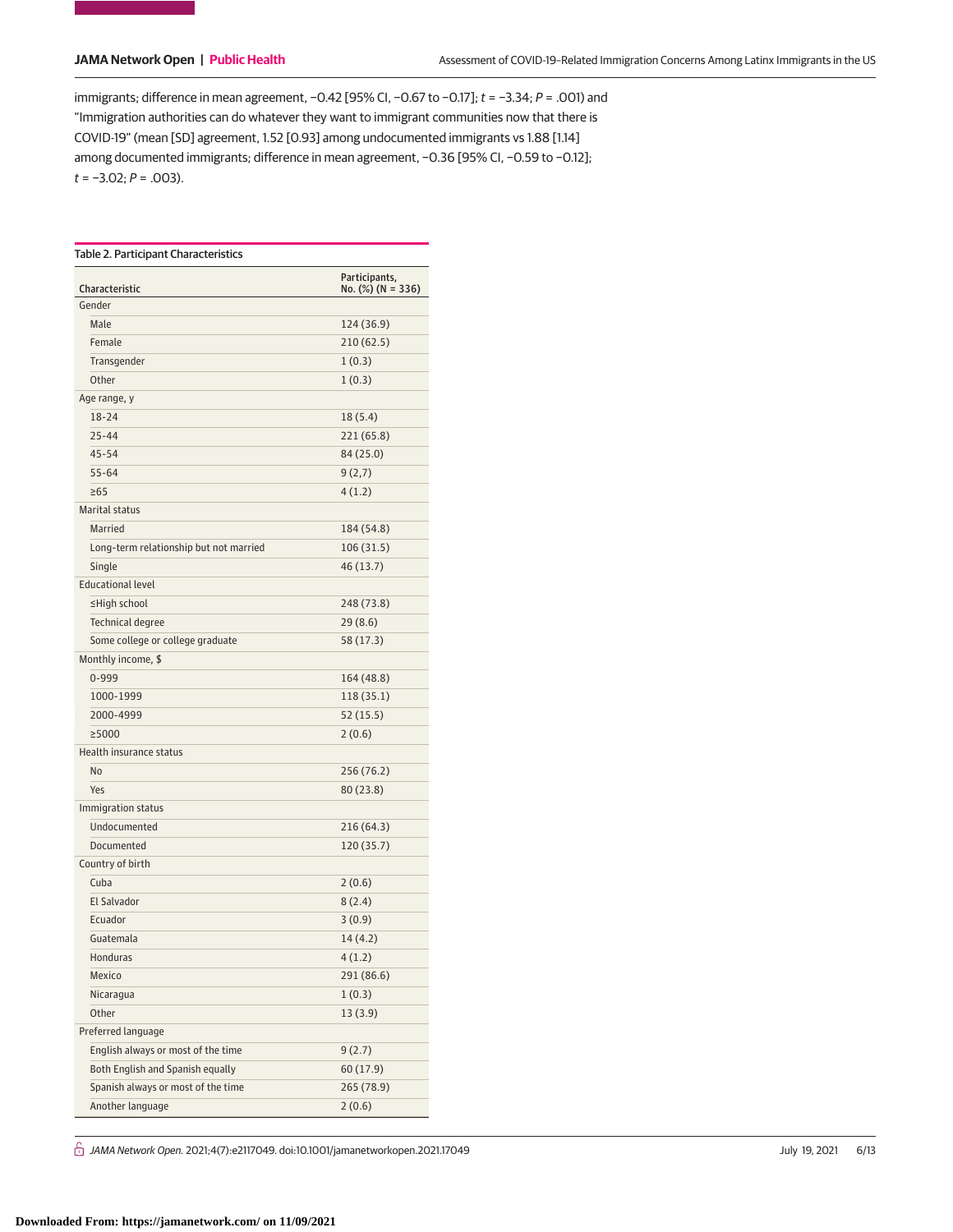immigrants; difference in mean agreement, −0.42 [95% CI, −0.67 to −0.17]; $t = -3.34$; $P = .001$) and "Immigration authorities can do whatever they want to immigrant communities now that there is COVID-19" (mean [SD] agreement, 1.52 [0.93] among undocumented immigrants vs 1.88 [1.14] among documented immigrants; difference in mean agreement, −0.36 [95% CI, −0.59 to −0.12]; $t = -3.02$; $P = .003$).

Table 2. Participant Characteristics

| Characteristic | Participants, No. (%) (N = 336) |
|---|---|
| Gender | |
| Male | 124 (36.9) |
| Female | 210 (62.5) |
| Transgender | 1 (0.3) |
| Other | 1 (0.3) |
| Age range, y | |
| 18-24 | 18 (5.4) |
| 25-44 | 221 (65.8) |
| 45-54 | 84 (25.0) |
| 55-64 | 9 (2,7) |
| ≥65 | 4 (1.2) |
| Marital status | |
| Married | 184 (54.8) |
| Long-term relationship but not married | 106 (31.5) |
| Single | 46 (13.7) |
| Educational level | |
| ≤High school | 248 (73.8) |
| Technical degree | 29 (8.6) |
| Some college or college graduate | 58 (17.3) |
| Monthly income, $ | |
| 0-999 | 164 (48.8) |
| 1000-1999 | 118 (35.1) |
| 2000-4999 | 52 (15.5) |
| ≥5000 | 2 (0.6) |
| Health insurance status | |
| No | 256 (76.2) |
| Yes | 80 (23.8) |
| Immigration status | |
| Undocumented | 216 (64.3) |
| Documented | 120 (35.7) |
| Country of birth | |
| Cuba | 2 (0.6) |
| El Salvador | 8 (2.4) |
| Ecuador | 3 (0.9) |
| Guatemala | 14 (4.2) |
| Honduras | 4 (1.2) |
| Mexico | 291 (86.6) |
| Nicaragua | 1 (0.3) |
| Other | 13 (3.9) |
| Preferred language | |
| English always or most of the time | 9 (2.7) |
| Both English and Spanish equally | 60 (17.9) |
| Spanish always or most of the time | 265 (78.9) |
| Another language | 2 (0.6) |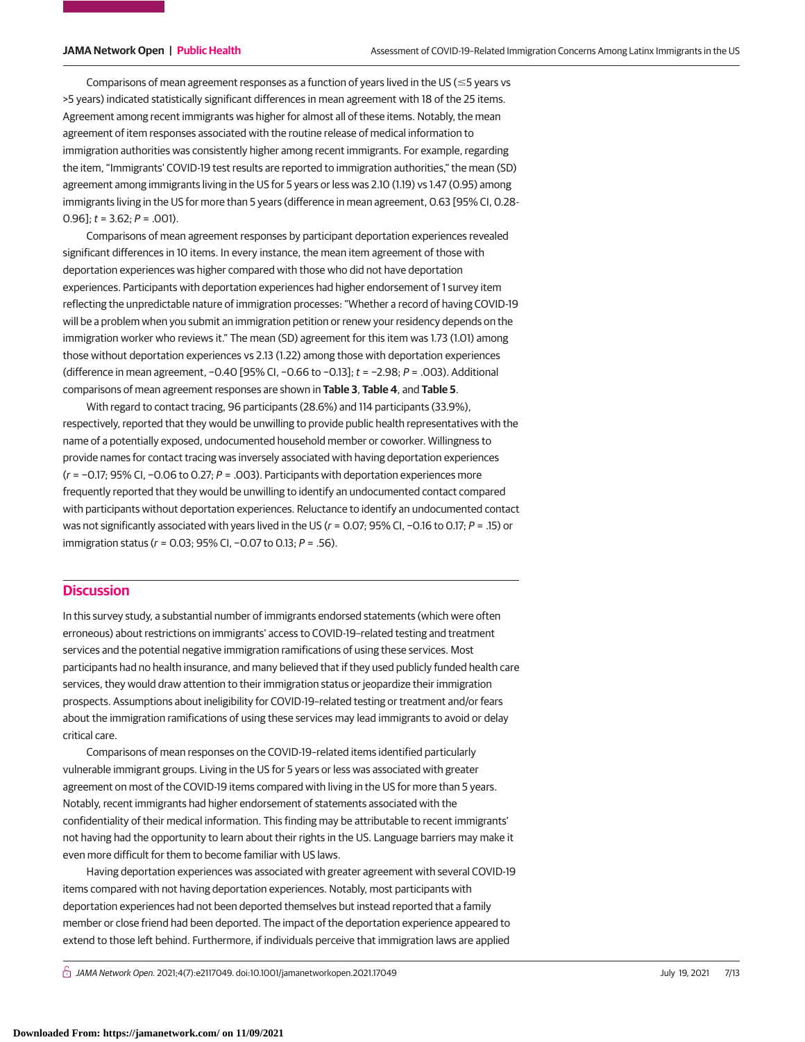Comparisons of mean agreement responses as a function of years lived in the US (≤5 years vs >5 years) indicated statistically significant differences in mean agreement with 18 of the 25 items. Agreement among recent immigrants was higher for almost all of these items. Notably, the mean agreement of item responses associated with the routine release of medical information to immigration authorities was consistently higher among recent immigrants. For example, regarding the item, "Immigrants' COVID-19 test results are reported to immigration authorities," the mean (SD) agreement among immigrants living in the US for 5 years or less was 2.10 (1.19) vs 1.47 (0.95) among immigrants living in the US for more than 5 years (difference in mean agreement, 0.63 [95% CI, 0.28-0.96]; $t = 3.62$; $P = .001$).

Comparisons of mean agreement responses by participant deportation experiences revealed significant differences in 10 items. In every instance, the mean item agreement of those with deportation experiences was higher compared with those who did not have deportation experiences. Participants with deportation experiences had higher endorsement of 1 survey item reflecting the unpredictable nature of immigration processes: "Whether a record of having COVID-19 will be a problem when you submit an immigration petition or renew your residency depends on the immigration worker who reviews it." The mean (SD) agreement for this item was 1.73 (1.01) among those without deportation experiences vs 2.13 (1.22) among those with deportation experiences (difference in mean agreement, −0.40 [95% CI, −0.66 to −0.13]; $t = -2.98$; $P = .003$). Additional comparisons of mean agreement responses are shown in **Table 3**, **Table 4**, and **Table 5**.

With regard to contact tracing, 96 participants (28.6%) and 114 participants (33.9%), respectively, reported that they would be unwilling to provide public health representatives with the name of a potentially exposed, undocumented household member or coworker. Willingness to provide names for contact tracing was inversely associated with having deportation experiences ($r = -0.17$; 95% CI, −0.06 to 0.27; $P = .003$). Participants with deportation experiences more frequently reported that they would be unwilling to identify an undocumented contact compared with participants without deportation experiences. Reluctance to identify an undocumented contact was not significantly associated with years lived in the US ($r = 0.07$; 95% CI, −0.16 to 0.17; $P = .15$) or immigration status ($r = 0.03$; 95% CI, −0.07 to 0.13; $P = .56$).

## Discussion

In this survey study, a substantial number of immigrants endorsed statements (which were often erroneous) about restrictions on immigrants' access to COVID-19–related testing and treatment services and the potential negative immigration ramifications of using these services. Most participants had no health insurance, and many believed that if they used publicly funded health care services, they would draw attention to their immigration status or jeopardize their immigration prospects. Assumptions about ineligibility for COVID-19–related testing or treatment and/or fears about the immigration ramifications of using these services may lead immigrants to avoid or delay critical care.

Comparisons of mean responses on the COVID-19–related items identified particularly vulnerable immigrant groups. Living in the US for 5 years or less was associated with greater agreement on most of the COVID-19 items compared with living in the US for more than 5 years. Notably, recent immigrants had higher endorsement of statements associated with the confidentiality of their medical information. This finding may be attributable to recent immigrants' not having had the opportunity to learn about their rights in the US. Language barriers may make it even more difficult for them to become familiar with US laws.

Having deportation experiences was associated with greater agreement with several COVID-19 items compared with not having deportation experiences. Notably, most participants with deportation experiences had not been deported themselves but instead reported that a family member or close friend had been deported. The impact of the deportation experience appeared to extend to those left behind. Furthermore, if individuals perceive that immigration laws are applied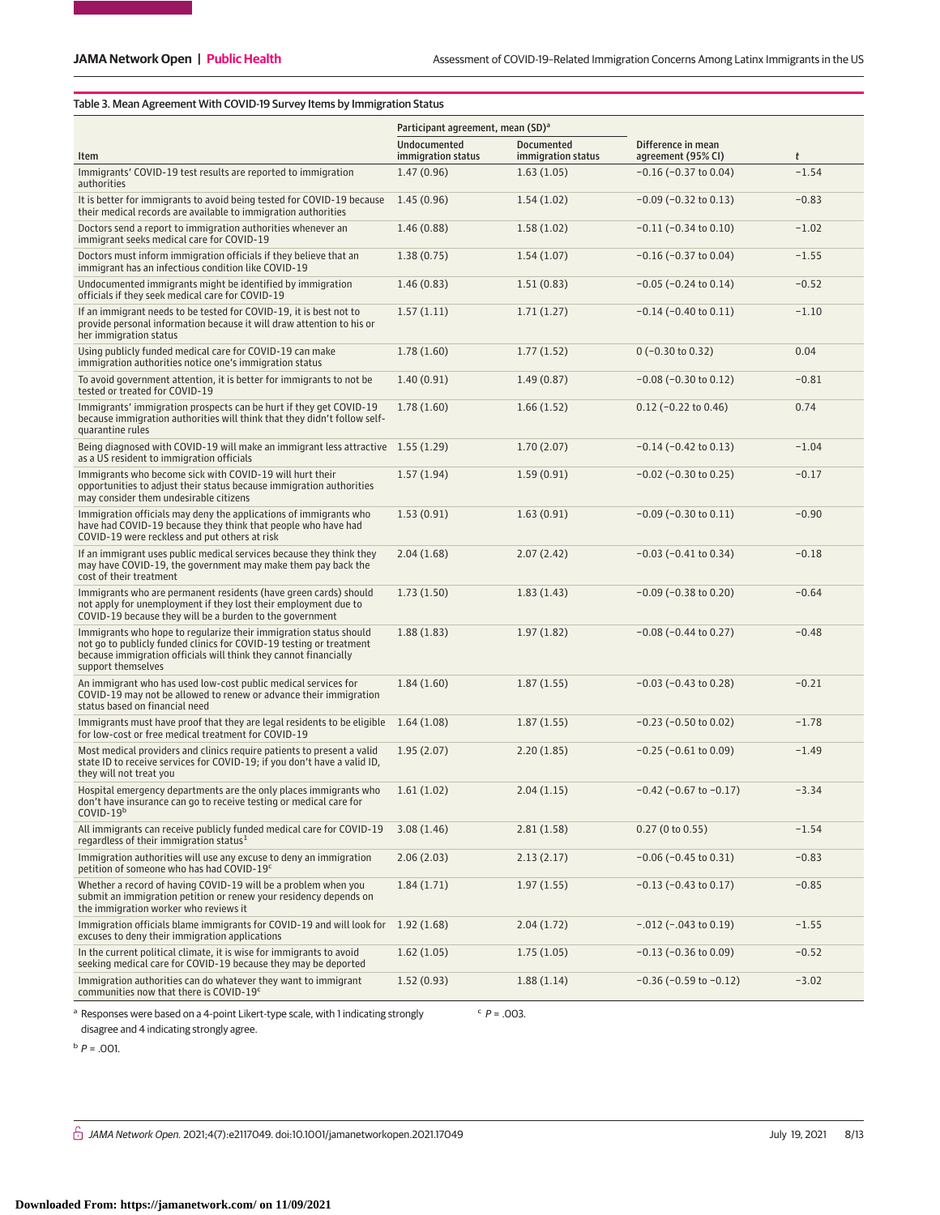Table 3. Mean Agreement With COVID-19 Survey Items by Immigration Status

| Item | Participant agreement, mean (SD)[a] | | Difference in mean agreement (95% CI) | t |
|---|---|---|---|---|
| | Undocumented immigration status | Documented immigration status | | |
| Immigrants' COVID-19 test results are reported to immigration authorities | 1.47 (0.96) | 1.63 (1.05) | −0.16 (−0.37 to 0.04) | −1.54 |
| It is better for immigrants to avoid being tested for COVID-19 because their medical records are available to immigration authorities | 1.45 (0.96) | 1.54 (1.02) | −0.09 (−0.32 to 0.13) | −0.83 |
| Doctors send a report to immigration authorities whenever an immigrant seeks medical care for COVID-19 | 1.46 (0.88) | 1.58 (1.02) | −0.11 (−0.34 to 0.10) | −1.02 |
| Doctors must inform immigration officials if they believe that an immigrant has an infectious condition like COVID-19 | 1.38 (0.75) | 1.54 (1.07) | −0.16 (−0.37 to 0.04) | −1.55 |
| Undocumented immigrants might be identified by immigration officials if they seek medical care for COVID-19 | 1.46 (0.83) | 1.51 (0.83) | −0.05 (−0.24 to 0.14) | −0.52 |
| If an immigrant needs to be tested for COVID-19, it is best not to provide personal information because it will draw attention to his or her immigration status | 1.57 (1.11) | 1.71 (1.27) | −0.14 (−0.40 to 0.11) | −1.10 |
| Using publicly funded medical care for COVID-19 can make immigration authorities notice one's immigration status | 1.78 (1.60) | 1.77 (1.52) | 0 (−0.30 to 0.32) | 0.04 |
| To avoid government attention, it is better for immigrants to not be tested or treated for COVID-19 | 1.40 (0.91) | 1.49 (0.87) | −0.08 (−0.30 to 0.12) | −0.81 |
| Immigrants' immigration prospects can be hurt if they get COVID-19 because immigration authorities will think that they didn't follow self-quarantine rules | 1.78 (1.60) | 1.66 (1.52) | 0.12 (−0.22 to 0.46) | 0.74 |
| Being diagnosed with COVID-19 will make an immigrant less attractive as a US resident to immigration officials | 1.55 (1.29) | 1.70 (2.07) | −0.14 (−0.42 to 0.13) | −1.04 |
| Immigrants who become sick with COVID-19 will hurt their opportunities to adjust their status because immigration authorities may consider them undesirable citizens | 1.57 (1.94) | 1.59 (0.91) | −0.02 (−0.30 to 0.25) | −0.17 |
| Immigration officials may deny the applications of immigrants who have had COVID-19 because they think that people who have had COVID-19 were reckless and put others at risk | 1.53 (0.91) | 1.63 (0.91) | −0.09 (−0.30 to 0.11) | −0.90 |
| If an immigrant uses public medical services because they think they may have COVID-19, the government may make them pay back the cost of their treatment | 2.04 (1.68) | 2.07 (2.42) | −0.03 (−0.41 to 0.34) | −0.18 |
| Immigrants who are permanent residents (have green cards) should not apply for unemployment if they lost their employment due to COVID-19 because they will be a burden to the government | 1.73 (1.50) | 1.83 (1.43) | −0.09 (−0.38 to 0.20) | −0.64 |
| Immigrants who hope to regularize their immigration status should not go to publicly funded clinics for COVID-19 testing or treatment because immigration officials will think they cannot financially support themselves | 1.88 (1.83) | 1.97 (1.82) | −0.08 (−0.44 to 0.27) | −0.48 |
| An immigrant who has used low-cost public medical services for COVID-19 may not be allowed to renew or advance their immigration status based on financial need | 1.84 (1.60) | 1.87 (1.55) | −0.03 (−0.43 to 0.28) | −0.21 |
| Immigrants must have proof that they are legal residents to be eligible for low-cost or free medical treatment for COVID-19 | 1.64 (1.08) | 1.87 (1.55) | −0.23 (−0.50 to 0.02) | −1.78 |
| Most medical providers and clinics require patients to present a valid state ID to receive services for COVID-19; if you don't have a valid ID, they will not treat you | 1.95 (2.07) | 2.20 (1.85) | −0.25 (−0.61 to 0.09) | −1.49 |
| Hospital emergency departments are the only places immigrants who don't have insurance can go to receive testing or medical care for COVID-19[b] | 1.61 (1.02) | 2.04 (1.15) | −0.42 (−0.67 to −0.17) | −3.34 |
| All immigrants can receive publicly funded medical care for COVID-19 regardless of their immigration status[1] | 3.08 (1.46) | 2.81 (1.58) | 0.27 (0 to 0.55) | −1.54 |
| Immigration authorities will use any excuse to deny an immigration petition of someone who has had COVID-19[c] | 2.06 (2.03) | 2.13 (2.17) | −0.06 (−0.45 to 0.31) | −0.83 |
| Whether a record of having COVID-19 will be a problem when you submit an immigration petition or renew your residency depends on the immigration worker who reviews it | 1.84 (1.71) | 1.97 (1.55) | −0.13 (−0.43 to 0.17) | −0.85 |
| Immigration officials blame immigrants for COVID-19 and will look for excuses to deny their immigration applications | 1.92 (1.68) | 2.04 (1.72) | −.012 (−.043 to 0.19) | −1.55 |
| In the current political climate, it is wise for immigrants to avoid seeking medical care for COVID-19 because they may be deported | 1.62 (1.05) | 1.75 (1.05) | −0.13 (−0.36 to 0.09) | −0.52 |
| Immigration authorities can do whatever they want to immigrant communities now that there is COVID-19[c] | 1.52 (0.93) | 1.88 (1.14) | −0.36 (−0.59 to −0.12) | −3.02 |

[a] Responses were based on a 4-point Likert-type scale, with 1 indicating strongly disagree and 4 indicating strongly agree.

[b] $P = .001$.

[c] $P = .003$.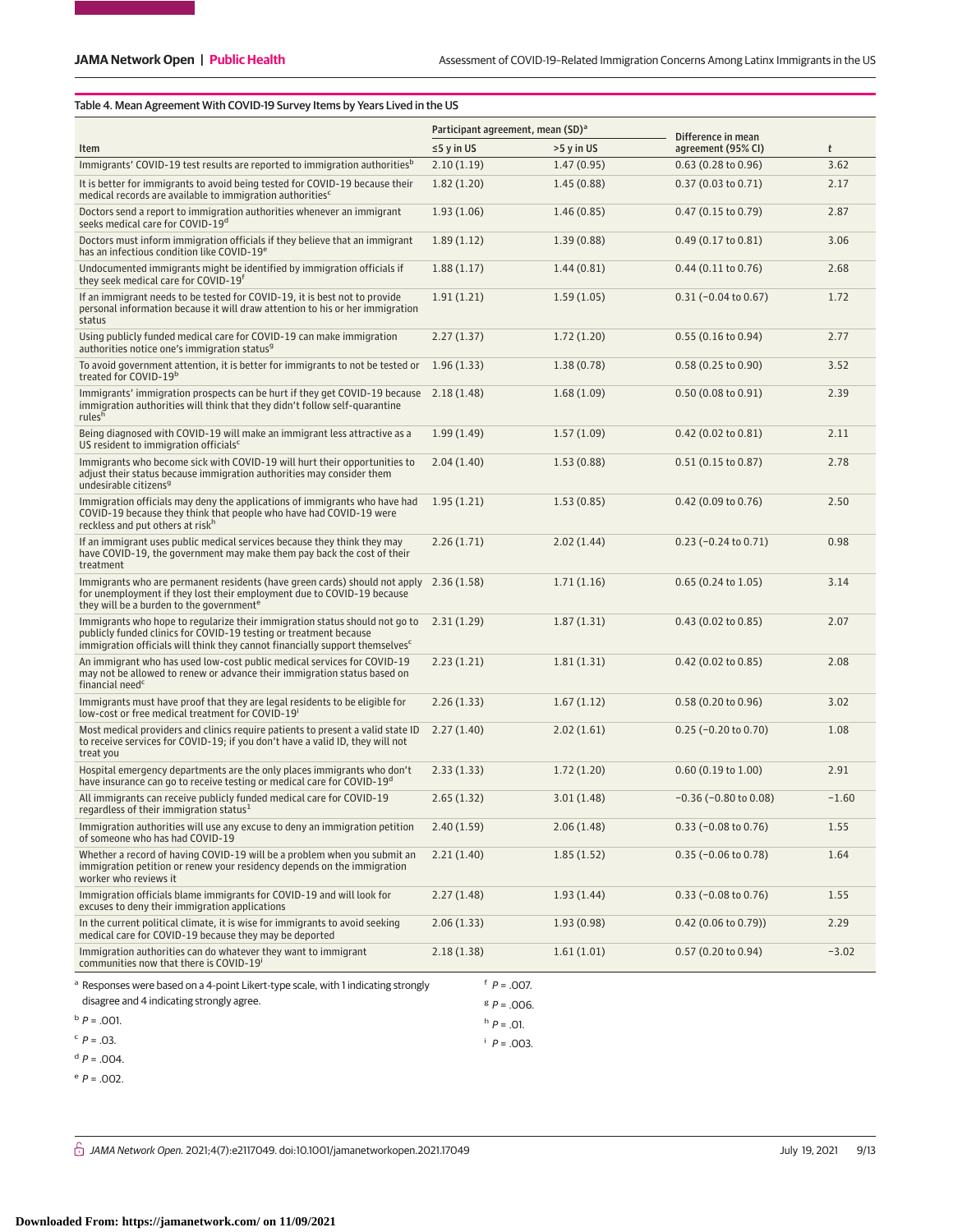Table 4. Mean Agreement With COVID-19 Survey Items by Years Lived in the US

| Item | Participant agreement, mean (SD)[a] | | Difference in mean agreement (95% CI) | t |
|---|---|---|---|---|
| | ≤5 y in US | >5 y in US | | |
| Immigrants' COVID-19 test results are reported to immigration authorities[b] | 2.10 (1.19) | 1.47 (0.95) | 0.63 (0.28 to 0.96) | 3.62 |
| It is better for immigrants to avoid being tested for COVID-19 because their medical records are available to immigration authorities[c] | 1.82 (1.20) | 1.45 (0.88) | 0.37 (0.03 to 0.71) | 2.17 |
| Doctors send a report to immigration authorities whenever an immigrant seeks medical care for COVID-19[d] | 1.93 (1.06) | 1.46 (0.85) | 0.47 (0.15 to 0.79) | 2.87 |
| Doctors must inform immigration officials if they believe that an immigrant has an infectious condition like COVID-19[e] | 1.89 (1.12) | 1.39 (0.88) | 0.49 (0.17 to 0.81) | 3.06 |
| Undocumented immigrants might be identified by immigration officials if they seek medical care for COVID-19[f] | 1.88 (1.17) | 1.44 (0.81) | 0.44 (0.11 to 0.76) | 2.68 |
| If an immigrant needs to be tested for COVID-19, it is best not to provide personal information because it will draw attention to his or her immigration status | 1.91 (1.21) | 1.59 (1.05) | 0.31 (−0.04 to 0.67) | 1.72 |
| Using publicly funded medical care for COVID-19 can make immigration authorities notice one's immigration status[g] | 2.27 (1.37) | 1.72 (1.20) | 0.55 (0.16 to 0.94) | 2.77 |
| To avoid government attention, it is better for immigrants to not be tested or treated for COVID-19[b] | 1.96 (1.33) | 1.38 (0.78) | 0.58 (0.25 to 0.90) | 3.52 |
| Immigrants' immigration prospects can be hurt if they get COVID-19 because immigration authorities will think that they didn't follow self-quarantine rules[h] | 2.18 (1.48) | 1.68 (1.09) | 0.50 (0.08 to 0.91) | 2.39 |
| Being diagnosed with COVID-19 will make an immigrant less attractive as a US resident to immigration officials[c] | 1.99 (1.49) | 1.57 (1.09) | 0.42 (0.02 to 0.81) | 2.11 |
| Immigrants who become sick with COVID-19 will hurt their opportunities to adjust their status because immigration authorities may consider them undesirable citizens[g] | 2.04 (1.40) | 1.53 (0.88) | 0.51 (0.15 to 0.87) | 2.78 |
| Immigration officials may deny the applications of immigrants who have had COVID-19 because they think that people who have had COVID-19 were reckless and put others at risk[h] | 1.95 (1.21) | 1.53 (0.85) | 0.42 (0.09 to 0.76) | 2.50 |
| If an immigrant uses public medical services because they think they may have COVID-19, the government may make them pay back the cost of their treatment | 2.26 (1.71) | 2.02 (1.44) | 0.23 (−0.24 to 0.71) | 0.98 |
| Immigrants who are permanent residents (have green cards) should not apply for unemployment if they lost their employment due to COVID-19 because they will be a burden to the government[e] | 2.36 (1.58) | 1.71 (1.16) | 0.65 (0.24 to 1.05) | 3.14 |
| Immigrants who hope to regularize their immigration status should not go to publicly funded clinics for COVID-19 testing or treatment because immigration officials will think they cannot financially support themselves[c] | 2.31 (1.29) | 1.87 (1.31) | 0.43 (0.02 to 0.85) | 2.07 |
| An immigrant who has used low-cost public medical services for COVID-19 may not be allowed to renew or advance their immigration status based on financial need[c] | 2.23 (1.21) | 1.81 (1.31) | 0.42 (0.02 to 0.85) | 2.08 |
| Immigrants must have proof that they are legal residents to be eligible for low-cost or free medical treatment for COVID-19[i] | 2.26 (1.33) | 1.67 (1.12) | 0.58 (0.20 to 0.96) | 3.02 |
| Most medical providers and clinics require patients to present a valid state ID to receive services for COVID-19; if you don't have a valid ID, they will not treat you | 2.27 (1.40) | 2.02 (1.61) | 0.25 (−0.20 to 0.70) | 1.08 |
| Hospital emergency departments are the only places immigrants who don't have insurance can go to receive testing or medical care for COVID-19[d] | 2.33 (1.33) | 1.72 (1.20) | 0.60 (0.19 to 1.00) | 2.91 |
| All immigrants can receive publicly funded medical care for COVID-19 regardless of their immigration status[1] | 2.65 (1.32) | 3.01 (1.48) | −0.36 (−0.80 to 0.08) | −1.60 |
| Immigration authorities will use any excuse to deny an immigration petition of someone who has had COVID-19 | 2.40 (1.59) | 2.06 (1.48) | 0.33 (−0.08 to 0.76) | 1.55 |
| Whether a record of having COVID-19 will be a problem when you submit an immigration petition or renew your residency depends on the immigration worker who reviews it | 2.21 (1.40) | 1.85 (1.52) | 0.35 (−0.06 to 0.78) | 1.64 |
| Immigration officials blame immigrants for COVID-19 and will look for excuses to deny their immigration applications | 2.27 (1.48) | 1.93 (1.44) | 0.33 (−0.08 to 0.76) | 1.55 |
| In the current political climate, it is wise for immigrants to avoid seeking medical care for COVID-19 because they may be deported | 2.06 (1.33) | 1.93 (0.98) | 0.42 (0.06 to 0.79)) | 2.29 |
| Immigration authorities can do whatever they want to immigrant communities now that there is COVID-19[i] | 2.18 (1.38) | 1.61 (1.01) | 0.57 (0.20 to 0.94) | −3.02 |

[a] Responses were based on a 4-point Likert-type scale, with 1 indicating strongly disagree and 4 indicating strongly agree.

[b] $P = .001$.

[c] $P = .03$.

[d] $P = .004$.

[e] $P = .002$.

[f] $P = .007$.

[g] $P = .006$.

[h] $P = .01$.

[i] $P = .003$.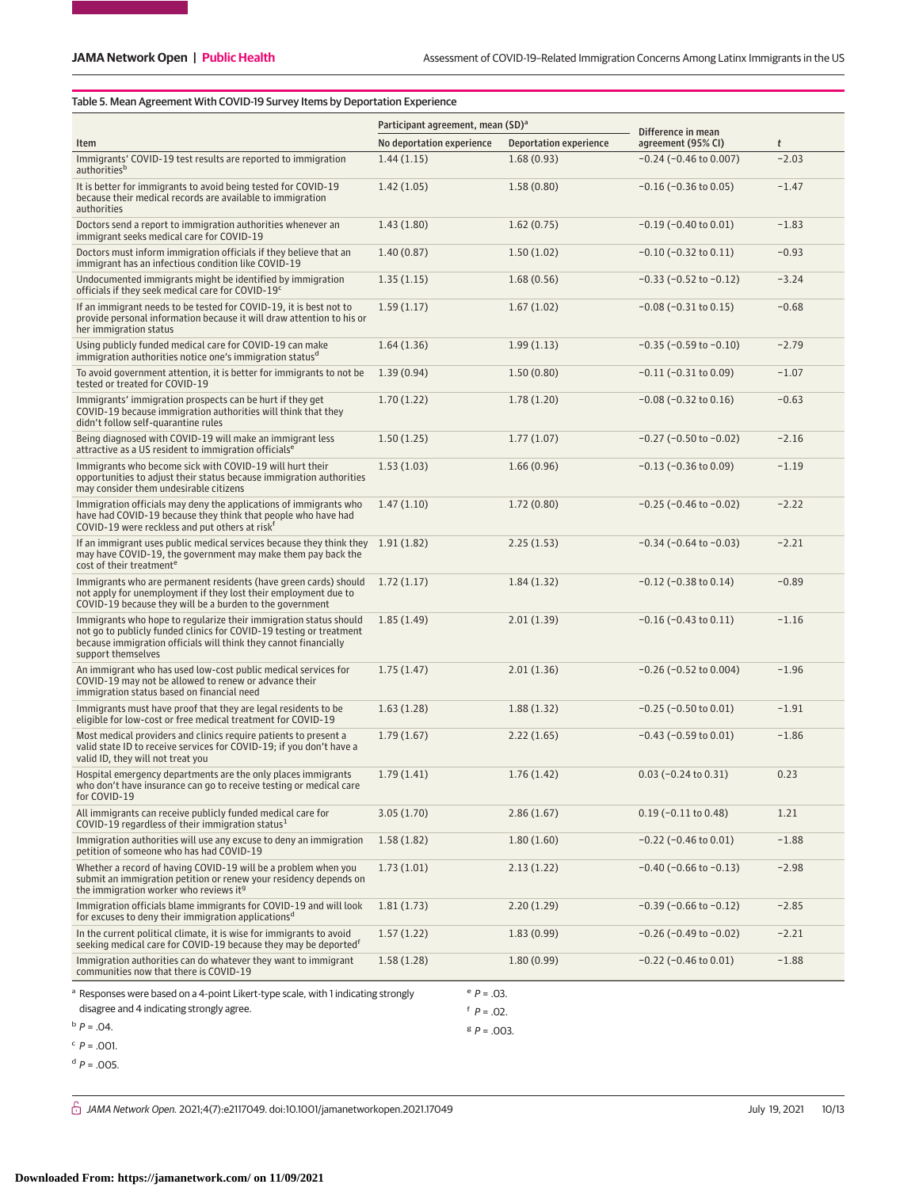Table 5. Mean Agreement With COVID-19 Survey Items by Deportation Experience

| Item | Participant agreement, mean (SD)[a] | | Difference in mean agreement (95% CI) | t |
|---|---|---|---|---|
| | No deportation experience | Deportation experience | | |
| Immigrants' COVID-19 test results are reported to immigration authorities[b] | 1.44 (1.15) | 1.68 (0.93) | −0.24 (−0.46 to 0.007) | −2.03 |
| It is better for immigrants to avoid being tested for COVID-19 because their medical records are available to immigration authorities | 1.42 (1.05) | 1.58 (0.80) | −0.16 (−0.36 to 0.05) | −1.47 |
| Doctors send a report to immigration authorities whenever an immigrant seeks medical care for COVID-19 | 1.43 (1.80) | 1.62 (0.75) | −0.19 (−0.40 to 0.01) | −1.83 |
| Doctors must inform immigration officials if they believe that an immigrant has an infectious condition like COVID-19 | 1.40 (0.87) | 1.50 (1.02) | −0.10 (−0.32 to 0.11) | −0.93 |
| Undocumented immigrants might be identified by immigration officials if they seek medical care for COVID-19[c] | 1.35 (1.15) | 1.68 (0.56) | −0.33 (−0.52 to −0.12) | −3.24 |
| If an immigrant needs to be tested for COVID-19, it is best not to provide personal information because it will draw attention to his or her immigration status | 1.59 (1.17) | 1.67 (1.02) | −0.08 (−0.31 to 0.15) | −0.68 |
| Using publicly funded medical care for COVID-19 can make immigration authorities notice one's immigration status[d] | 1.64 (1.36) | 1.99 (1.13) | −0.35 (−0.59 to −0.10) | −2.79 |
| To avoid government attention, it is better for immigrants to not be tested or treated for COVID-19 | 1.39 (0.94) | 1.50 (0.80) | −0.11 (−0.31 to 0.09) | −1.07 |
| Immigrants' immigration prospects can be hurt if they get COVID-19 because immigration authorities will think that they didn't follow self-quarantine rules | 1.70 (1.22) | 1.78 (1.20) | −0.08 (−0.32 to 0.16) | −0.63 |
| Being diagnosed with COVID-19 will make an immigrant less attractive as a US resident to immigration officials[e] | 1.50 (1.25) | 1.77 (1.07) | −0.27 (−0.50 to −0.02) | −2.16 |
| Immigrants who become sick with COVID-19 will hurt their opportunities to adjust their status because immigration authorities may consider them undesirable citizens | 1.53 (1.03) | 1.66 (0.96) | −0.13 (−0.36 to 0.09) | −1.19 |
| Immigration officials may deny the applications of immigrants who have had COVID-19 because they think that people who have had COVID-19 were reckless and put others at risk[f] | 1.47 (1.10) | 1.72 (0.80) | −0.25 (−0.46 to −0.02) | −2.22 |
| If an immigrant uses public medical services because they think they may have COVID-19, the government may make them pay back the cost of their treatment[e] | 1.91 (1.82) | 2.25 (1.53) | −0.34 (−0.64 to −0.03) | −2.21 |
| Immigrants who are permanent residents (have green cards) should not apply for unemployment if they lost their employment due to COVID-19 because they will be a burden to the government | 1.72 (1.17) | 1.84 (1.32) | −0.12 (−0.38 to 0.14) | −0.89 |
| Immigrants who hope to regularize their immigration status should not go to publicly funded clinics for COVID-19 testing or treatment because immigration officials will think they cannot financially support themselves | 1.85 (1.49) | 2.01 (1.39) | −0.16 (−0.43 to 0.11) | −1.16 |
| An immigrant who has used low-cost public medical services for COVID-19 may not be allowed to renew or advance their immigration status based on financial need | 1.75 (1.47) | 2.01 (1.36) | −0.26 (−0.52 to 0.004) | −1.96 |
| Immigrants must have proof that they are legal residents to be eligible for low-cost or free medical treatment for COVID-19 | 1.63 (1.28) | 1.88 (1.32) | −0.25 (−0.50 to 0.01) | −1.91 |
| Most medical providers and clinics require patients to present a valid state ID to receive services for COVID-19; if you don't have a valid ID, they will not treat you | 1.79 (1.67) | 2.22 (1.65) | −0.43 (−0.59 to 0.01) | −1.86 |
| Hospital emergency departments are the only places immigrants who don't have insurance can go to receive testing or medical care for COVID-19 | 1.79 (1.41) | 1.76 (1.42) | 0.03 (−0.24 to 0.31) | 0.23 |
| All immigrants can receive publicly funded medical care for COVID-19 regardless of their immigration status[1] | 3.05 (1.70) | 2.86 (1.67) | 0.19 (−0.11 to 0.48) | 1.21 |
| Immigration authorities will use any excuse to deny an immigration petition of someone who has had COVID-19 | 1.58 (1.82) | 1.80 (1.60) | −0.22 (−0.46 to 0.01) | −1.88 |
| Whether a record of having COVID-19 will be a problem when you submit an immigration petition or renew your residency depends on the immigration worker who reviews it[g] | 1.73 (1.01) | 2.13 (1.22) | −0.40 (−0.66 to −0.13) | −2.98 |
| Immigration officials blame immigrants for COVID-19 and will look for excuses to deny their immigration applications[d] | 1.81 (1.73) | 2.20 (1.29) | −0.39 (−0.66 to −0.12) | −2.85 |
| In the current political climate, it is wise for immigrants to avoid seeking medical care for COVID-19 because they may be deported[f] | 1.57 (1.22) | 1.83 (0.99) | −0.26 (−0.49 to −0.02) | −2.21 |
| Immigration authorities can do whatever they want to immigrant communities now that there is COVID-19 | 1.58 (1.28) | 1.80 (0.99) | −0.22 (−0.46 to 0.01) | −1.88 |

[a] Responses were based on a 4-point Likert-type scale, with 1 indicating strongly disagree and 4 indicating strongly agree.

[b] $P = .04$.

[c] $P = .001$.

[d] $P = .005$.

[e] $P = .03$.

[f] $P = .02$.

[g] $P = .003$.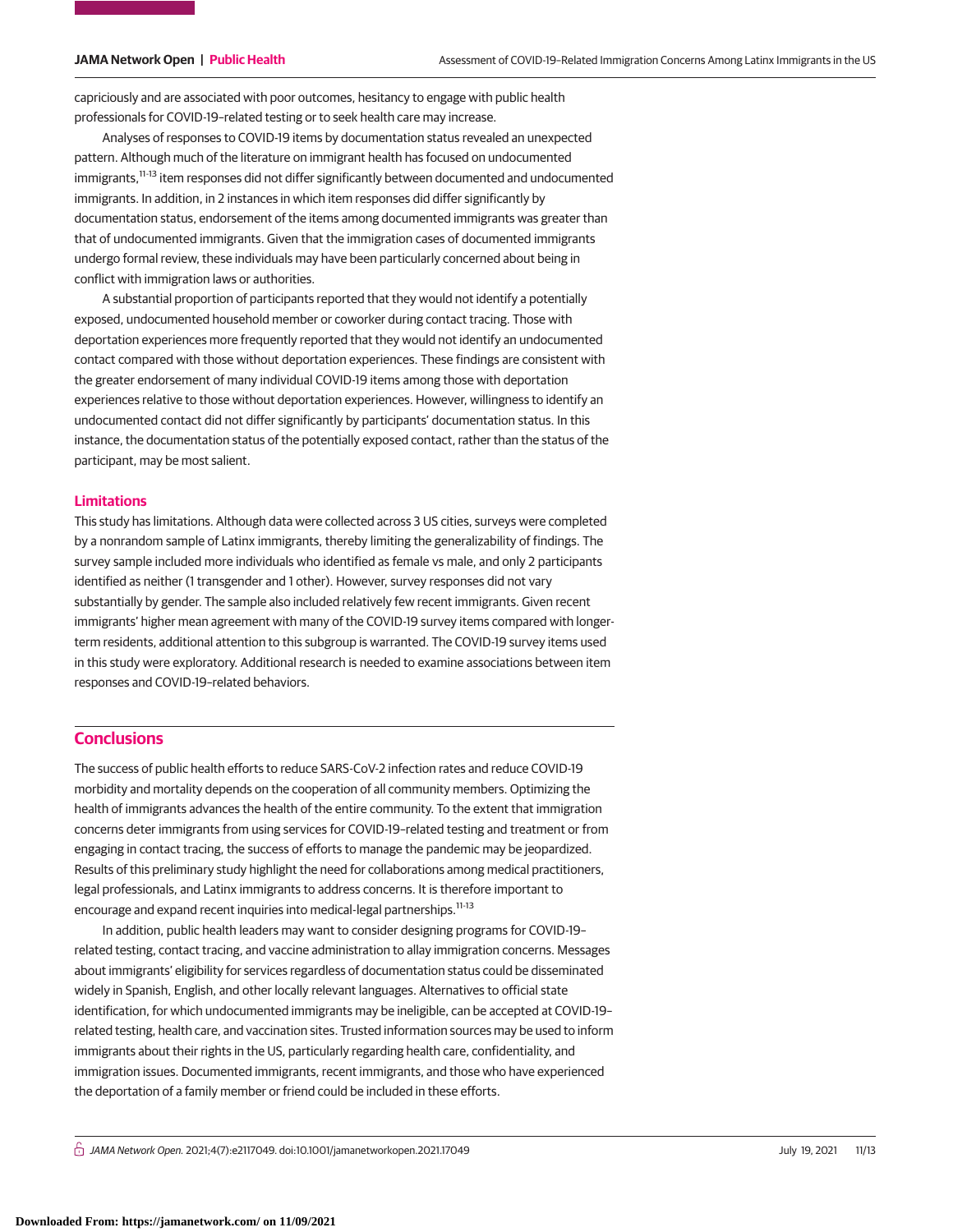capriciously and are associated with poor outcomes, hesitancy to engage with public health professionals for COVID-19–related testing or to seek health care may increase.

Analyses of responses to COVID-19 items by documentation status revealed an unexpected pattern. Although much of the literature on immigrant health has focused on undocumented immigrants,[11-13] item responses did not differ significantly between documented and undocumented immigrants. In addition, in 2 instances in which item responses did differ significantly by documentation status, endorsement of the items among documented immigrants was greater than that of undocumented immigrants. Given that the immigration cases of documented immigrants undergo formal review, these individuals may have been particularly concerned about being in conflict with immigration laws or authorities.

A substantial proportion of participants reported that they would not identify a potentially exposed, undocumented household member or coworker during contact tracing. Those with deportation experiences more frequently reported that they would not identify an undocumented contact compared with those without deportation experiences. These findings are consistent with the greater endorsement of many individual COVID-19 items among those with deportation experiences relative to those without deportation experiences. However, willingness to identify an undocumented contact did not differ significantly by participants' documentation status. In this instance, the documentation status of the potentially exposed contact, rather than the status of the participant, may be most salient.

### Limitations

This study has limitations. Although data were collected across 3 US cities, surveys were completed by a nonrandom sample of Latinx immigrants, thereby limiting the generalizability of findings. The survey sample included more individuals who identified as female vs male, and only 2 participants identified as neither (1 transgender and 1 other). However, survey responses did not vary substantially by gender. The sample also included relatively few recent immigrants. Given recent immigrants' higher mean agreement with many of the COVID-19 survey items compared with longer-term residents, additional attention to this subgroup is warranted. The COVID-19 survey items used in this study were exploratory. Additional research is needed to examine associations between item responses and COVID-19–related behaviors.

## Conclusions

The success of public health efforts to reduce SARS-CoV-2 infection rates and reduce COVID-19 morbidity and mortality depends on the cooperation of all community members. Optimizing the health of immigrants advances the health of the entire community. To the extent that immigration concerns deter immigrants from using services for COVID-19–related testing and treatment or from engaging in contact tracing, the success of efforts to manage the pandemic may be jeopardized. Results of this preliminary study highlight the need for collaborations among medical practitioners, legal professionals, and Latinx immigrants to address concerns. It is therefore important to encourage and expand recent inquiries into medical-legal partnerships.[11-13]

In addition, public health leaders may want to consider designing programs for COVID-19–related testing, contact tracing, and vaccine administration to allay immigration concerns. Messages about immigrants' eligibility for services regardless of documentation status could be disseminated widely in Spanish, English, and other locally relevant languages. Alternatives to official state identification, for which undocumented immigrants may be ineligible, can be accepted at COVID-19–related testing, health care, and vaccination sites. Trusted information sources may be used to inform immigrants about their rights in the US, particularly regarding health care, confidentiality, and immigration issues. Documented immigrants, recent immigrants, and those who have experienced the deportation of a family member or friend could be included in these efforts.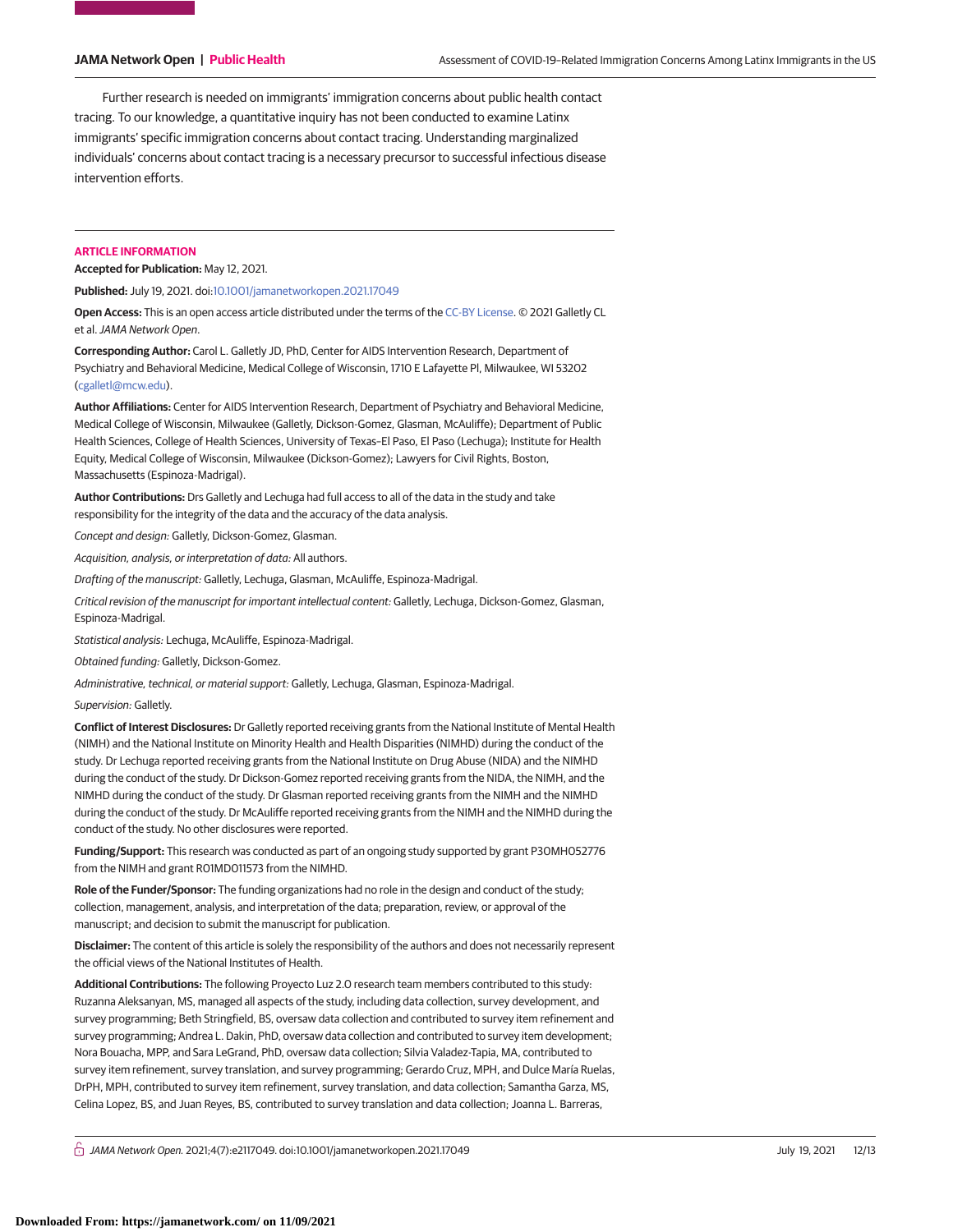Further research is needed on immigrants' immigration concerns about public health contact tracing. To our knowledge, a quantitative inquiry has not been conducted to examine Latinx immigrants' specific immigration concerns about contact tracing. Understanding marginalized individuals' concerns about contact tracing is a necessary precursor to successful infectious disease intervention efforts.

## ARTICLE INFORMATION

**Accepted for Publication:** May 12, 2021.

**Published:** July 19, 2021. doi:10.1001/jamanetworkopen.2021.17049

**Open Access:** This is an open access article distributed under the terms of the CC-BY License. © 2021 Galletly CL et al. *JAMA Network Open*.

**Corresponding Author:** Carol L. Galletly JD, PhD, Center for AIDS Intervention Research, Department of Psychiatry and Behavioral Medicine, Medical College of Wisconsin, 1710 E Lafayette Pl, Milwaukee, WI 53202 (cgalletl@mcw.edu).

**Author Affiliations:** Center for AIDS Intervention Research, Department of Psychiatry and Behavioral Medicine, Medical College of Wisconsin, Milwaukee (Galletly, Dickson-Gomez, Glasman, McAuliffe); Department of Public Health Sciences, College of Health Sciences, University of Texas–El Paso, El Paso (Lechuga); Institute for Health Equity, Medical College of Wisconsin, Milwaukee (Dickson-Gomez); Lawyers for Civil Rights, Boston, Massachusetts (Espinoza-Madrigal).

**Author Contributions:** Drs Galletly and Lechuga had full access to all of the data in the study and take responsibility for the integrity of the data and the accuracy of the data analysis.

*Concept and design:* Galletly, Dickson-Gomez, Glasman.

*Acquisition, analysis, or interpretation of data:* All authors.

*Drafting of the manuscript:* Galletly, Lechuga, Glasman, McAuliffe, Espinoza-Madrigal.

*Critical revision of the manuscript for important intellectual content:* Galletly, Lechuga, Dickson-Gomez, Glasman, Espinoza-Madrigal.

*Statistical analysis:* Lechuga, McAuliffe, Espinoza-Madrigal.

*Obtained funding:* Galletly, Dickson-Gomez.

*Administrative, technical, or material support:* Galletly, Lechuga, Glasman, Espinoza-Madrigal.

*Supervision:* Galletly.

**Conflict of Interest Disclosures:** Dr Galletly reported receiving grants from the National Institute of Mental Health (NIMH) and the National Institute on Minority Health and Health Disparities (NIMHD) during the conduct of the study. Dr Lechuga reported receiving grants from the National Institute on Drug Abuse (NIDA) and the NIMHD during the conduct of the study. Dr Dickson-Gomez reported receiving grants from the NIDA, the NIMH, and the NIMHD during the conduct of the study. Dr Glasman reported receiving grants from the NIMH and the NIMHD during the conduct of the study. Dr McAuliffe reported receiving grants from the NIMH and the NIMHD during the conduct of the study. No other disclosures were reported.

**Funding/Support:** This research was conducted as part of an ongoing study supported by grant P30MH052776 from the NIMH and grant R01MD011573 from the NIMHD.

**Role of the Funder/Sponsor:** The funding organizations had no role in the design and conduct of the study; collection, management, analysis, and interpretation of the data; preparation, review, or approval of the manuscript; and decision to submit the manuscript for publication.

**Disclaimer:** The content of this article is solely the responsibility of the authors and does not necessarily represent the official views of the National Institutes of Health.

**Additional Contributions:** The following Proyecto Luz 2.0 research team members contributed to this study: Ruzanna Aleksanyan, MS, managed all aspects of the study, including data collection, survey development, and survey programming; Beth Stringfield, BS, oversaw data collection and contributed to survey item refinement and survey programming; Andrea L. Dakin, PhD, oversaw data collection and contributed to survey item development; Nora Bouacha, MPP, and Sara LeGrand, PhD, oversaw data collection; Silvia Valadez-Tapia, MA, contributed to survey item refinement, survey translation, and survey programming; Gerardo Cruz, MPH, and Dulce María Ruelas, DrPH, MPH, contributed to survey item refinement, survey translation, and data collection; Samantha Garza, MS, Celina Lopez, BS, and Juan Reyes, BS, contributed to survey translation and data collection; Joanna L. Barreras,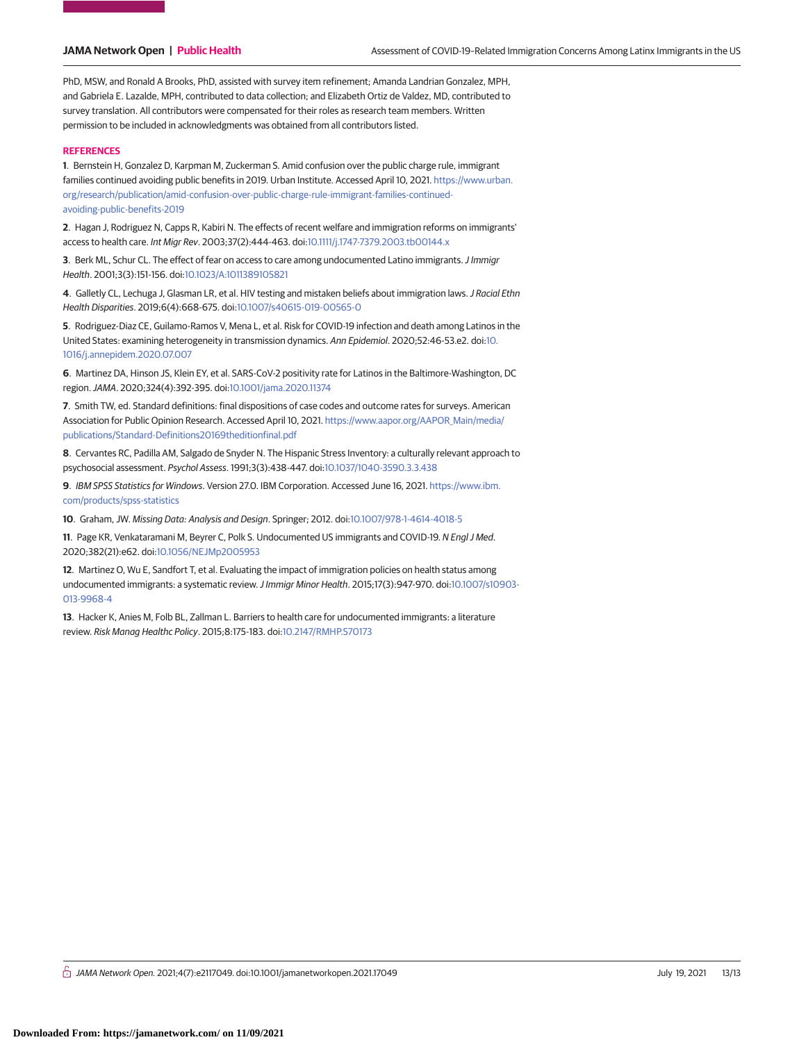PhD, MSW, and Ronald A Brooks, PhD, assisted with survey item refinement; Amanda Landrian Gonzalez, MPH, and Gabriela E. Lazalde, MPH, contributed to data collection; and Elizabeth Ortiz de Valdez, MD, contributed to survey translation. All contributors were compensated for their roles as research team members. Written permission to be included in acknowledgments was obtained from all contributors listed.

## REFERENCES

**1**. Bernstein H, Gonzalez D, Karpman M, Zuckerman S. Amid confusion over the public charge rule, immigrant families continued avoiding public benefits in 2019. Urban Institute. Accessed April 10, 2021. https://www.urban.org/research/publication/amid-confusion-over-public-charge-rule-immigrant-families-continued-avoiding-public-benefits-2019

**2**. Hagan J, Rodriguez N, Capps R, Kabiri N. The effects of recent welfare and immigration reforms on immigrants' access to health care. *Int Migr Rev*. 2003;37(2):444-463. doi:10.1111/j.1747-7379.2003.tb00144.x

**3**. Berk ML, Schur CL. The effect of fear on access to care among undocumented Latino immigrants. *J Immigr Health*. 2001;3(3):151-156. doi:10.1023/A:1011389105821

**4**. Galletly CL, Lechuga J, Glasman LR, et al. HIV testing and mistaken beliefs about immigration laws. *J Racial Ethn Health Disparities*. 2019;6(4):668-675. doi:10.1007/s40615-019-00565-0

**5**. Rodriguez-Diaz CE, Guilamo-Ramos V, Mena L, et al. Risk for COVID-19 infection and death among Latinos in the United States: examining heterogeneity in transmission dynamics. *Ann Epidemiol*. 2020;52:46-53.e2. doi:10.1016/j.annepidem.2020.07.007

**6**. Martinez DA, Hinson JS, Klein EY, et al. SARS-CoV-2 positivity rate for Latinos in the Baltimore-Washington, DC region. *JAMA*. 2020;324(4):392-395. doi:10.1001/jama.2020.11374

**7**. Smith TW, ed. Standard definitions: final dispositions of case codes and outcome rates for surveys. American Association for Public Opinion Research. Accessed April 10, 2021. https://www.aapor.org/AAPOR_Main/media/publications/Standard-Definitions20169theditionfinal.pdf

**8**. Cervantes RC, Padilla AM, Salgado de Snyder N. The Hispanic Stress Inventory: a culturally relevant approach to psychosocial assessment. *Psychol Assess*. 1991;3(3):438-447. doi:10.1037/1040-3590.3.3.438

**9**. *IBM SPSS Statistics for Windows*. Version 27.0. IBM Corporation. Accessed June 16, 2021. https://www.ibm.com/products/spss-statistics

**10**. Graham, JW. *Missing Data: Analysis and Design*. Springer; 2012. doi:10.1007/978-1-4614-4018-5

**11**. Page KR, Venkataramani M, Beyrer C, Polk S. Undocumented US immigrants and COVID-19. *N Engl J Med*. 2020;382(21):e62. doi:10.1056/NEJMp2005953

**12**. Martinez O, Wu E, Sandfort T, et al. Evaluating the impact of immigration policies on health status among undocumented immigrants: a systematic review. *J Immigr Minor Health*. 2015;17(3):947-970. doi:10.1007/s10903-013-9968-4

**13**. Hacker K, Anies M, Folb BL, Zallman L. Barriers to health care for undocumented immigrants: a literature review. *Risk Manag Healthc Policy*. 2015;8:175-183. doi:10.2147/RMHP.S70173